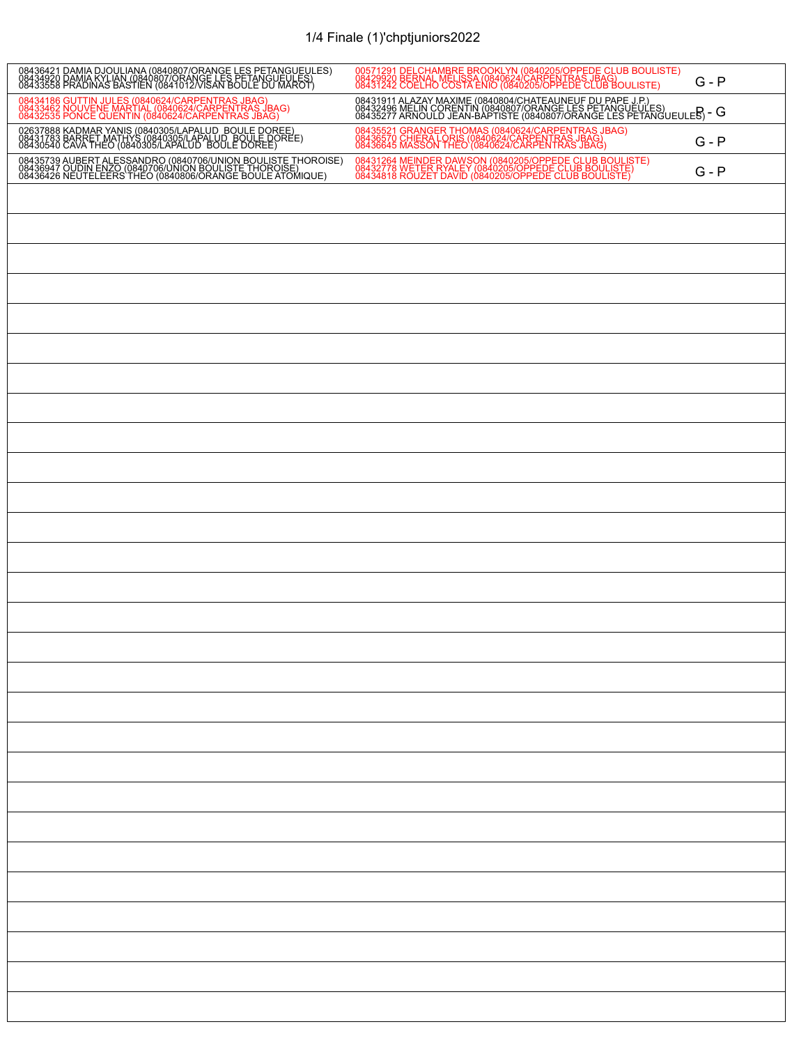# 1/4 Finale (1)'chptjuniors2022

| Équipe 1 | Équipe 2 | Résultat |
|---|---|---|
| 08436421 DAMIA DJOULIANA (0840807/ORANGE LES PETANGUEULES)<br>08434920 DAMIA KYLIAN (0840807/ORANGE LES PETANGUEULES)<br>08433558 PRADINAS BASTIEN (0841012/VISAN BOULE DU MAROT) | 00571291 DELCHAMBRE BROOKLYN (0840205/OPPEDE CLUB BOULISTE)<br>08429920 BERNAL MELISSA (0840624/CARPENTRAS JBAG)<br>08431242 COELHO COSTA ENIO (0840205/OPPEDE CLUB BOULISTE) | G - P |
| 08434186 GUTTIN JULES (0840624/CARPENTRAS JBAG)<br>08433462 NOUVENE MARTIAL (0840624/CARPENTRAS JBAG)<br>08432535 PONCE QUENTIN (0840624/CARPENTRAS JBAG) | 08431911 ALAZAY MAXIME (0840804/CHATEAUNEUF DU PAPE J.P.)<br>08432496 MELIN CORENTIN (0840807/ORANGE LES PETANGUEULES)<br>08435277 ARNOULD JEAN-BAPTISTE (0840807/ORANGE LES PETANGUEULES) | P - G |
| 02637888 KADMAR YANIS (0840305/LAPALUD BOULE DOREE)<br>08431783 BARRET MATHYS (0840305/LAPALUD BOULE DOREE)<br>08430540 CAVA THEO (0840305/LAPALUD BOULE DOREE) | 08435521 GRANGER THOMAS (0840624/CARPENTRAS JBAG)<br>08436570 CHIERA LORIS (0840624/CARPENTRAS JBAG)<br>08436645 MASSON THEO (0840624/CARPENTRAS JBAG) | G - P |
| 08435739 AUBERT ALESSANDRO (0840706/UNION BOULISTE THOROISE)<br>08436947 OUDIN ENZO (0840706/UNION BOULISTE THOROISE)<br>08436426 NEUTELEERS THEO (0840806/ORANGE BOULE ATOMIQUE) | 08431264 MEINDER DAWSON (0840205/OPPEDE CLUB BOULISTE)<br>08432778 WETER RYALEY (0840205/OPPEDE CLUB BOULISTE)<br>08434818 ROUZET DAVID (0840205/OPPEDE CLUB BOULISTE) | G - P |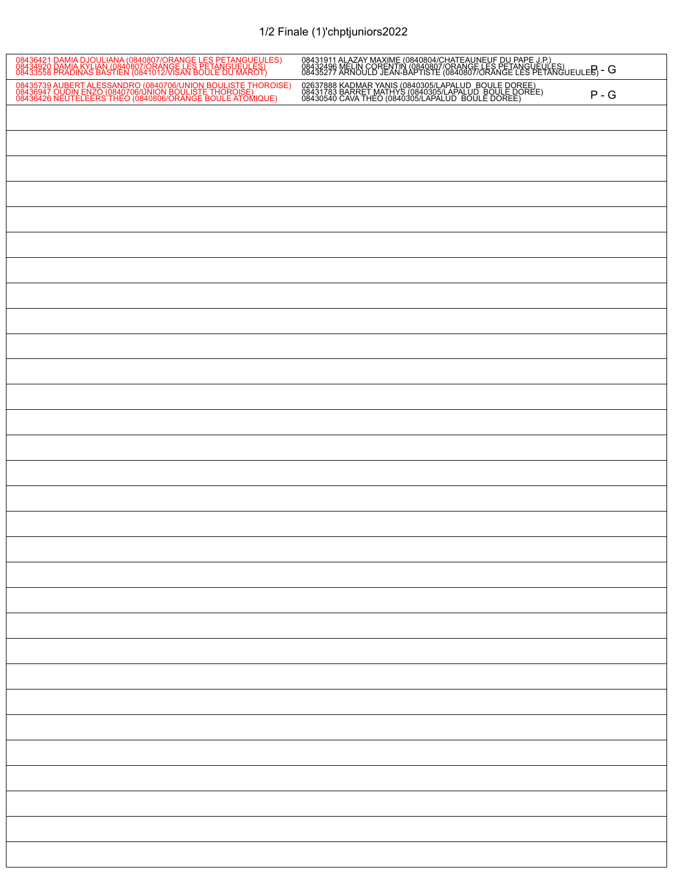# 1/2 Finale (1)'chptjuniors2022

| Équipe 1 | Équipe 2 | |
|---|---|---|
| 08436421 DAMIA DJOULIANA (0840807/ORANGE LES PETANGUEULES)<br>08434920 DAMIA KYLIAN (0840807/ORANGE LES PETANGUEULES)<br>08433558 PRADINAS BASTIEN (0841012/VISAN BOULE DU MAROT) | 08431911 ALAZAY MAXIME (0840804/CHATEAUNEUF DU PAPE J.P.)<br>08432496 MELIN CORENTIN (0840807/ORANGE LES PETANGUEULES)<br>08435277 ARNOULD JEAN-BAPTISTE (0840807/ORANGE LES PETANGUEULES) | P - G |
| 08435739 AUBERT ALESSANDRO (0840706/UNION BOULISTE THOROISE)<br>08436947 OUDIN ENZO (0840706/UNION BOULISTE THOROISE)<br>08436426 NEUTELEERS THEO (0840806/ORANGE BOULE ATOMIQUE) | 02637888 KADMAR YANIS (0840305/LAPALUD BOULE DOREE)<br>08431783 BARRET MATHYS (0840305/LAPALUD BOULE DOREE)<br>08430540 CAVA THEO (0840305/LAPALUD BOULE DOREE) | P - G |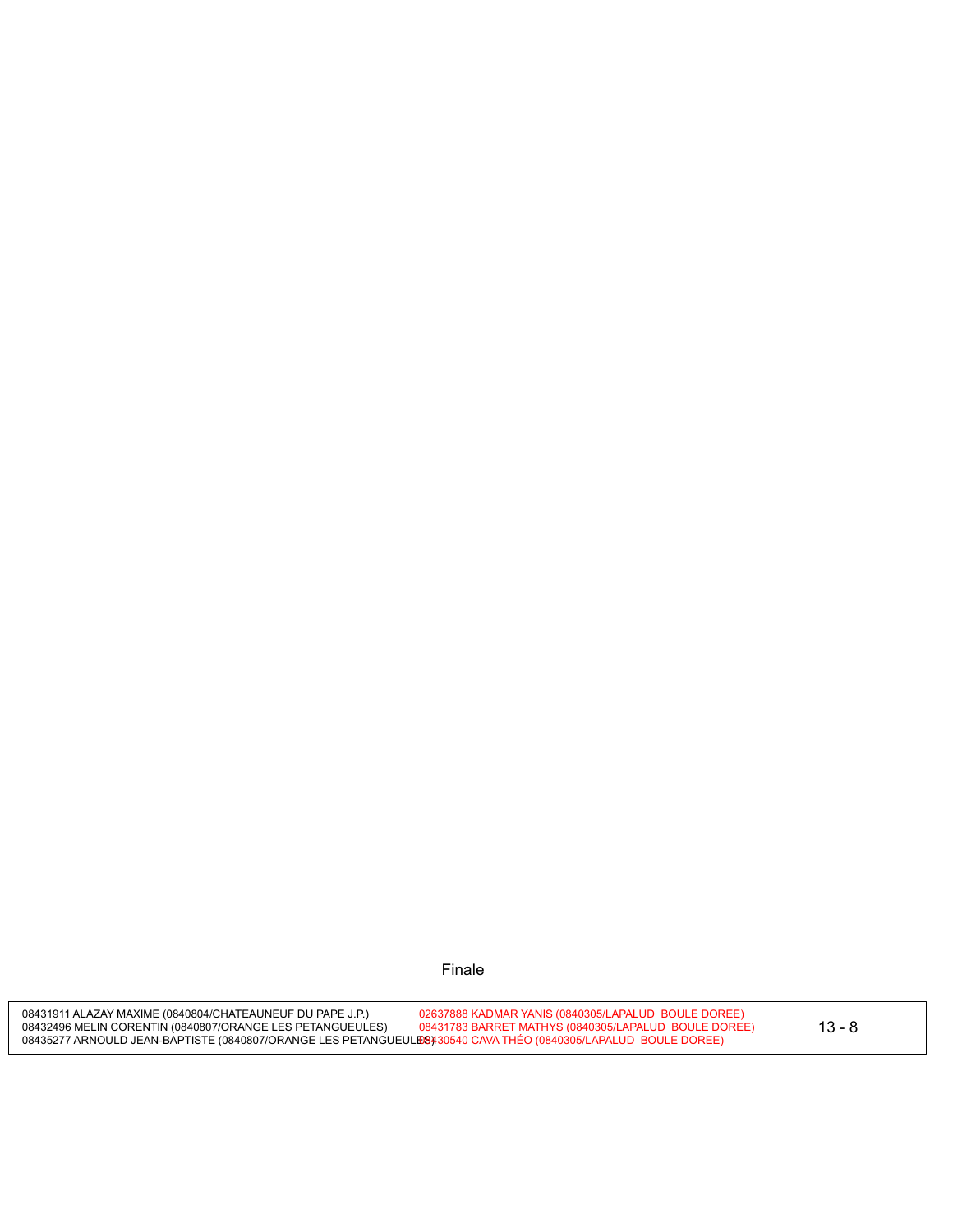Finale

| | | |
|---|---|---|
| 08431911 ALAZAY MAXIME (0840804/CHATEAUNEUF DU PAPE J.P.)<br>08432496 MELIN CORENTIN (0840807/ORANGE LES PETANGUEULES)<br>08435277 ARNOULD JEAN-BAPTISTE (0840807/ORANGE LES PETANGUEULES) | 02637888 KADMAR YANIS (0840305/LAPALUD BOULE DOREE)<br>08431783 BARRET MATHYS (0840305/LAPALUD BOULE DOREE)<br>08430540 CAVA THÉO (0840305/LAPALUD BOULE DOREE) | 13 - 8 |